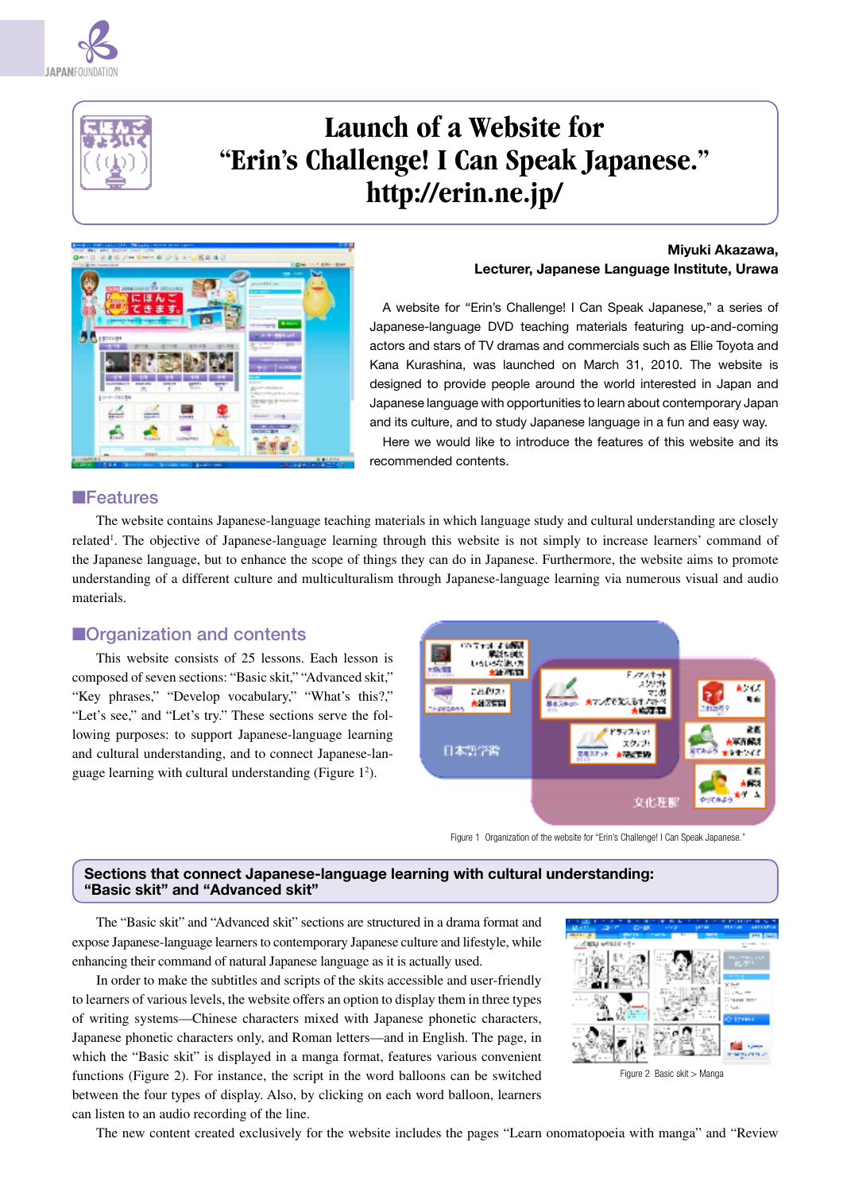# Launch of a Website for “Erin’s Challenge! I Can Speak Japanese.” http://erin.ne.jp/

**Miyuki Akazawa, Lecturer, Japanese Language Institute, Urawa**

A website for “Erin’s Challenge! I Can Speak Japanese,” a series of Japanese-language DVD teaching materials featuring up-and-coming actors and stars of TV dramas and commercials such as Ellie Toyota and Kana Kurashina, was launched on March 31, 2010. The website is designed to provide people interested in Japan and Japanese language with opportunities to learn about contemporary Japan and its culture, and to study Japanese language in a fun and easy way.

Here we would like to introduce the features of this website and its recommended contents.

## ■Features

The website contains Japanese-language teaching materials in which language study and cultural understanding are closely related[1]. The objective of Japanese-language learning through this website is not simply to increase learners’ command of the Japanese language, but to enhance the scope of things they can do in Japanese. Furthermore, the website aims to promote understanding of a different culture and multiculturalism through Japanese-language learning via numerous visual and audio materials.

## ■Organization and contents

This website consists of 25 lessons. Each lesson is composed of seven sections: “Basic skit,” “Advanced skit,” “Key phrases,” “Develop vocabulary,” “What’s this?,” “Let’s see,” and “Let’s try.” These sections serve the following purposes: to support Japanese-language learning and cultural understanding, and to connect Japanese-language learning with cultural understanding (Figure 1[2]).

Figure 1 Organization of the website for “Erin’s Challenge! I Can Speak Japanese.”

## Sections that connect Japanese-language learning with cultural understanding: “Basic skit” and “Advanced skit”

The “Basic skit” and “Advanced skit” sections are structured in a drama format and expose Japanese-language learners to contemporary Japanese culture and lifestyle, while enhancing their command of natural Japanese language as it is actually used.

In order to make the subtitles and scripts of the skits accessible and user-friendly to learners of various levels, the website offers an option to display them in three types of writing systems—Chinese characters mixed with Japanese phonetic characters, Japanese phonetic characters only, and Roman letters—and in English. The page, in which the “Basic skit” is displayed in a manga format, features various convenient functions (Figure 2). For instance, the script in the word balloons can be switched between the four types of display. Also, by clicking on each word balloon, learners can listen to an audio recording of the line.

Figure 2 Basic skit > Manga

The new content created exclusively for the website includes the pages “Learn onomatopoeia with manga” and “Review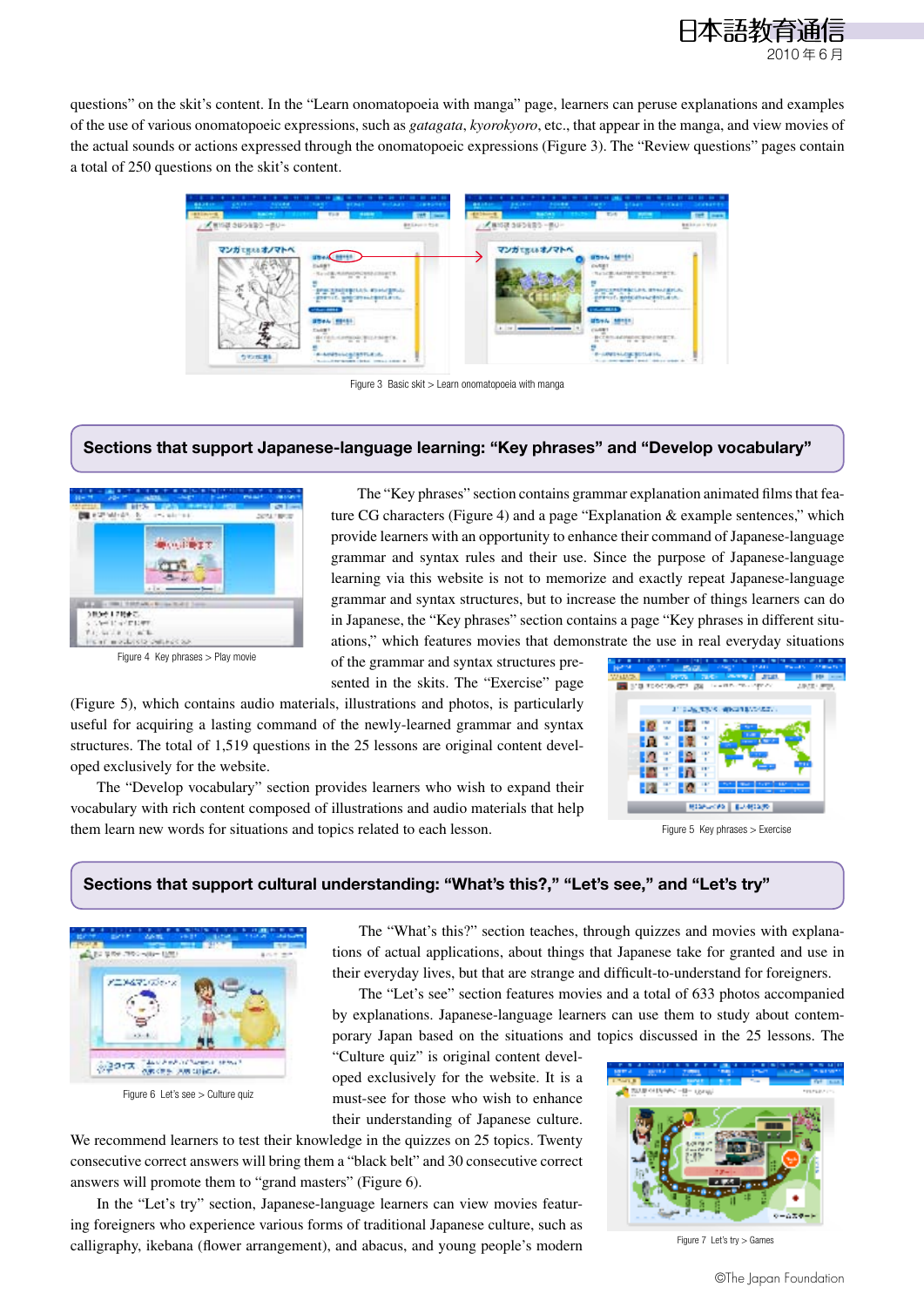questions" on the skit's content. In the "Learn onomatopoeia with manga" page, learners can peruse explanations and examples of the use of various onomatopoeic expressions, such as *gatagata*, *kyorokyoro*, etc., that appear in the manga, and view movies of the actual sounds or actions expressed through the onomatopoeic expressions (Figure 3). The "Review questions" pages contain a total of 250 questions on the skit's content.

Figure 3 Basic skit > Learn onomatopoeia with manga

## Sections that support Japanese-language learning: "Key phrases" and "Develop vocabulary"

Figure 4 Key phrases > Play movie

The "Key phrases" section contains grammar explanation animated films that feature CG characters (Figure 4) and a page "Explanation & example sentences," which provide learners with an opportunity to enhance their command of Japanese-language grammar and syntax rules and their use. Since the purpose of Japanese-language learning via this website is not to memorize and exactly repeat Japanese-language grammar and syntax structures, but to increase the number of things learners can do in Japanese, the "Key phrases" section contains a page "Key phrases in different situations," which features movies that demonstrate the use in real everyday situations of the grammar and syntax structures presented in the skits. The "Exercise" page (Figure 5), which contains audio materials, illustrations and photos, is particularly useful for acquiring a lasting command of the newly-learned grammar and syntax structures. The total of 1,519 questions in the 25 lessons are original content developed exclusively for the website.

The "Develop vocabulary" section provides learners who wish to expand their vocabulary with rich content composed of illustrations and audio materials that help them learn new words for situations and topics related to each lesson.

Figure 5 Key phrases > Exercise

## Sections that support cultural understanding: "What's this?," "Let's see," and "Let's try"

Figure 6 Let's see > Culture quiz

The "What's this?" section teaches, through quizzes and movies with explanations of actual applications, about things that Japanese take for granted and use in their everyday lives, but that are strange and difficult-to-understand for foreigners.

The "Let's see" section features movies and a total of 633 photos accompanied by explanations. Japanese-language learners can use them to study about contemporary Japan based on the situations and topics discussed in the 25 lessons. The "Culture quiz" is original content developed exclusively for the website. It is a must-see for those who wish to enhance their understanding of Japanese culture. We recommend learners to test their knowledge in the quizzes on 25 topics. Twenty consecutive correct answers will bring them a "black belt" and 30 consecutive correct answers will promote them to "grand masters" (Figure 6).

Figure 7 Let's try > Games

In the "Let's try" section, Japanese-language learners can view movies featuring foreigners who experience various forms of traditional Japanese culture, such as calligraphy, ikebana (flower arrangement), and abacus, and young people's modern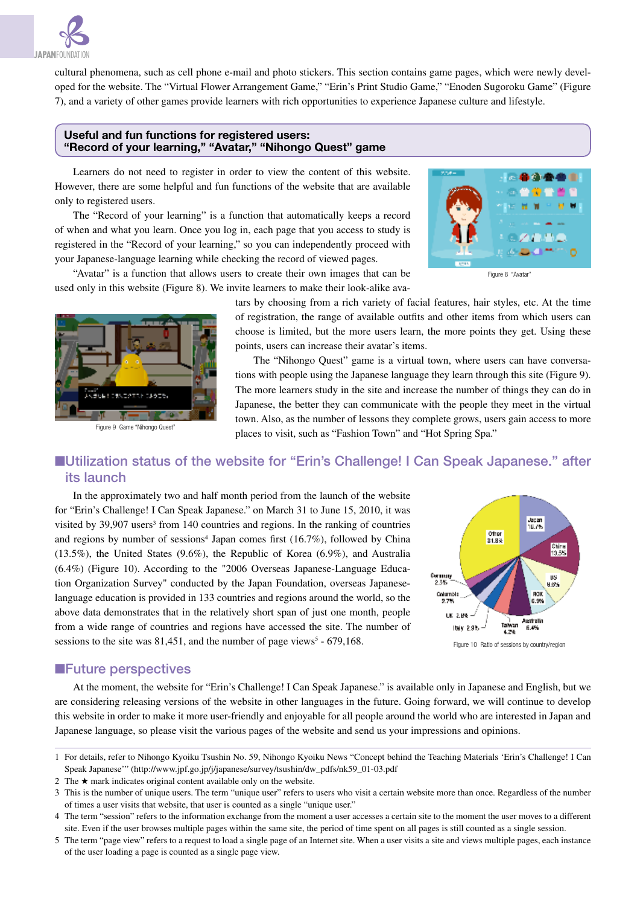cultural phenomena, such as cell phone e-mail and photo stickers. This section contains game pages, which were newly developed for the website. The "Virtual Flower Arrangement Game," "Erin's Print Studio Game," "Enoden Sugoroku Game" (Figure 7), and a variety of other games provide learners with rich opportunities to experience Japanese culture and lifestyle.

## Useful and fun functions for registered users: "Record of your learning," "Avatar," "Nihongo Quest" game

Learners do not need to register in order to view the content of this website. However, there are some helpful and fun functions of the website that are available only to registered users.

The "Record of your learning" is a function that automatically keeps a record of when and what you learn. Once you log in, each page that you access to study is registered in the "Record of your learning," so you can independently proceed with your Japanese-language learning while checking the record of viewed pages.

"Avatar" is a function that allows users to create their own images that can be used only in this website (Figure 8). We invite learners to make their look-alike avatars by choosing from a rich variety of facial features, hair styles, etc. At the time of registration, the range of available outfits and other items from which users can choose is limited, but the more users learn, the more points they get. Using these points, users can increase their avatar's items.

Figure 8 "Avatar"

The "Nihongo Quest" game is a virtual town, where users can have conversations with people using the Japanese language they learn through this site (Figure 9). The more learners study in the site and increase the number of things they can do in Japanese, the better they can communicate with the people they meet in the virtual town. Also, as the number of lessons they complete grows, users gain access to more places to visit, such as "Fashion Town" and "Hot Spring Spa."

Figure 9 Game "Nihongo Quest"

## ■Utilization status of the website for "Erin's Challenge! I Can Speak Japanese." after its launch

In the approximately two and half month period from the launch of the website for "Erin's Challenge! I Can Speak Japanese." on March 31 to June 15, 2010, it was visited by 39,907 users[3] from 140 countries and regions. In the ranking of countries and regions by number of sessions[4] Japan comes first (16.7%), followed by China (13.5%), the United States (9.6%), the Republic of Korea (6.9%), and Australia (6.4%) (Figure 10). According to the "2006 Overseas Japanese-Language Education Organization Survey" conducted by the Japan Foundation, overseas Japanese-language education is provided in 133 countries and regions around the world, so the above data demonstrates that in the relatively short span of just one month, people from a wide range of countries and regions have accessed the site. The number of sessions to the site was 81,451, and the number of page views[5] - 679,168.

Japan 16.7%
China 13.5%
US 9.6%
ROK 6.9%
Australia 6.4%
Taiwan 4.2%
Italy 2.9%
UK 2.8%
Columbia 2.7%
Germany 2.5%
Other 31.8%

Figure 10 Ratio of sessions by country/region

## ■Future perspectives

At the moment, the website for "Erin's Challenge! I Can Speak Japanese." is available only in Japanese and English, but we are considering releasing versions of the website in other languages in the future. Going forward, we will continue to develop this website in order to make it more user-friendly and enjoyable for all people around the world who are interested in Japan and Japanese language, so please visit the various pages of the website and send us your impressions and opinions.

---

1 For details, refer to Nihongo Kyoiku Tsushin No. 59, Nihongo Kyoiku News "Concept behind the Teaching Materials 'Erin's Challenge! I Can Speak Japanese'" (http://www.jpf.go.jp/j/japanese/survey/tsushin/dw_pdfs/nk59_01-03.pdf

2 The ★ mark indicates original content available only on the website.

3 This is the number of unique users. The term "unique user" refers to users who visit a certain website more than once. Regardless of the number of times a user visits that website, that user is counted as a single "unique user."

4 The term "session" refers to the information exchange from the moment a user accesses a certain site to the moment the user moves to a different site. Even if the user browses multiple pages within the same site, the period of time spent on all pages is still counted as a single session.

5 The term "page view" refers to a request to load a single page of an Internet site. When a user visits a site and views multiple pages, each instance of the user loading a page is counted as a single page view.